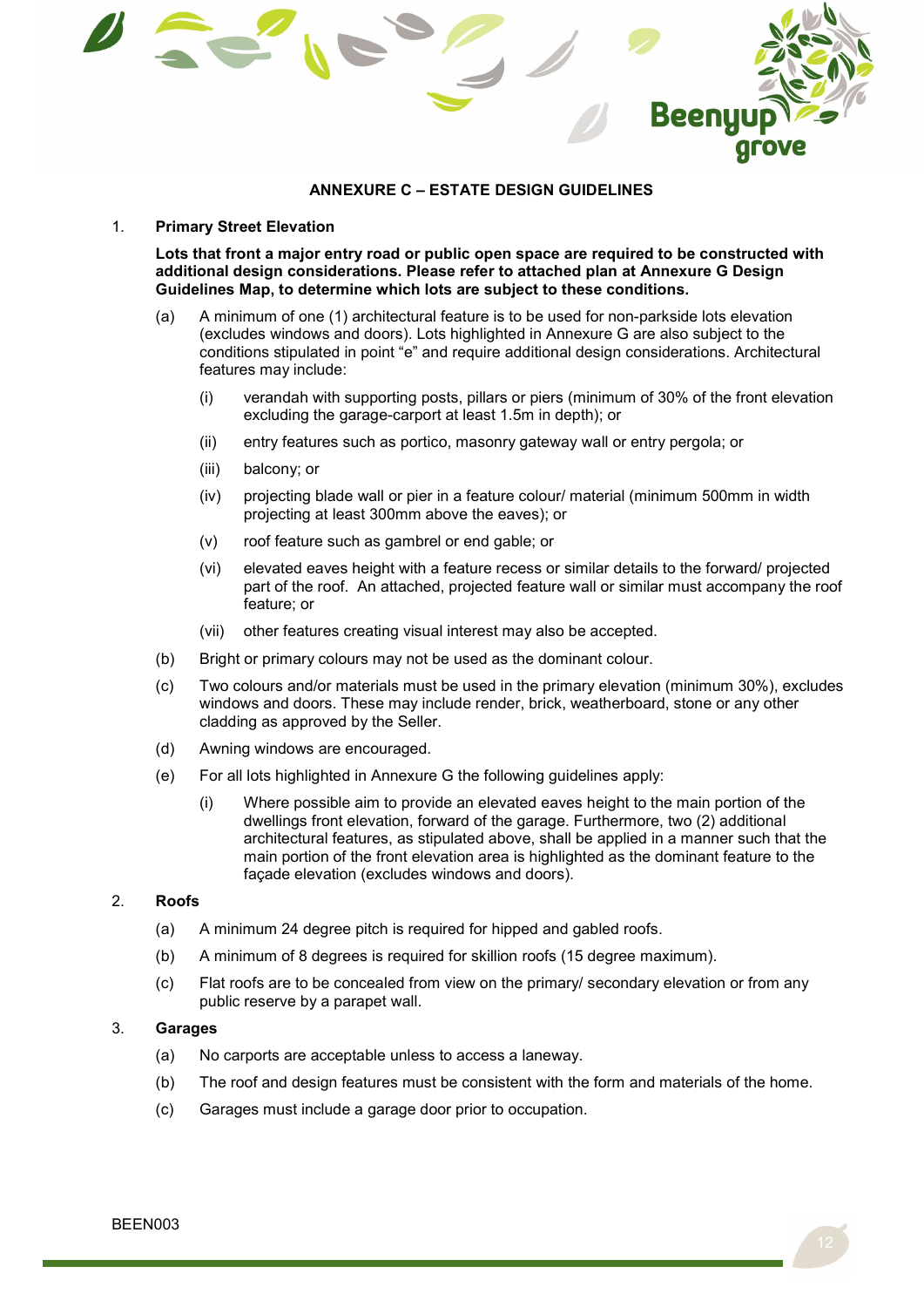# ANNEXURE C – ESTATE DESIGN GUIDELINES

1. **Primary Street Elevation**

   **Lots that front a major entry road or public open space are required to be constructed with additional design considerations. Please refer to attached plan at Annexure G Design Guidelines Map, to determine which lots are subject to these conditions.**

   (a) A minimum of one (1) architectural feature is to be used for non-parkside lots elevation (excludes windows and doors). Lots highlighted in Annexure G are also subject to the conditions stipulated in point "e" and require additional design considerations. Architectural features may include:

      (i) verandah with supporting posts, pillars or piers (minimum of 30% of the front elevation excluding the garage-carport at least 1.5m in depth); or

      (ii) entry features such as portico, masonry gateway wall or entry pergola; or

      (iii) balcony; or

      (iv) projecting blade wall or pier in a feature colour/ material (minimum 500mm in width projecting at least 300mm above the eaves); or

      (v) roof feature such as gambrel or end gable; or

      (vi) elevated eaves height with a feature recess or similar details to the forward/ projected part of the roof. An attached, projected feature wall or similar must accompany the roof feature; or

      (vii) other features creating visual interest may also be accepted.

   (b) Bright or primary colours may not be used as the dominant colour.

   (c) Two colours and/or materials must be used in the primary elevation (minimum 30%), excludes windows and doors. These may include render, brick, weatherboard, stone or any other cladding as approved by the Seller.

   (d) Awning windows are encouraged.

   (e) For all lots highlighted in Annexure G the following guidelines apply:

      (i) Where possible aim to provide an elevated eaves height to the main portion of the dwellings front elevation, forward of the garage. Furthermore, two (2) additional architectural features, as stipulated above, shall be applied in a manner such that the main portion of the front elevation area is highlighted as the dominant feature to the façade elevation (excludes windows and doors).

2. **Roofs**

   (a) A minimum 24 degree pitch is required for hipped and gabled roofs.

   (b) A minimum of 8 degrees is required for skillion roofs (15 degree maximum).

   (c) Flat roofs are to be concealed from view on the primary/ secondary elevation or from any public reserve by a parapet wall.

3. **Garages**

   (a) No carports are acceptable unless to access a laneway.

   (b) The roof and design features must be consistent with the form and materials of the home.

   (c) Garages must include a garage door prior to occupation.

BEEN003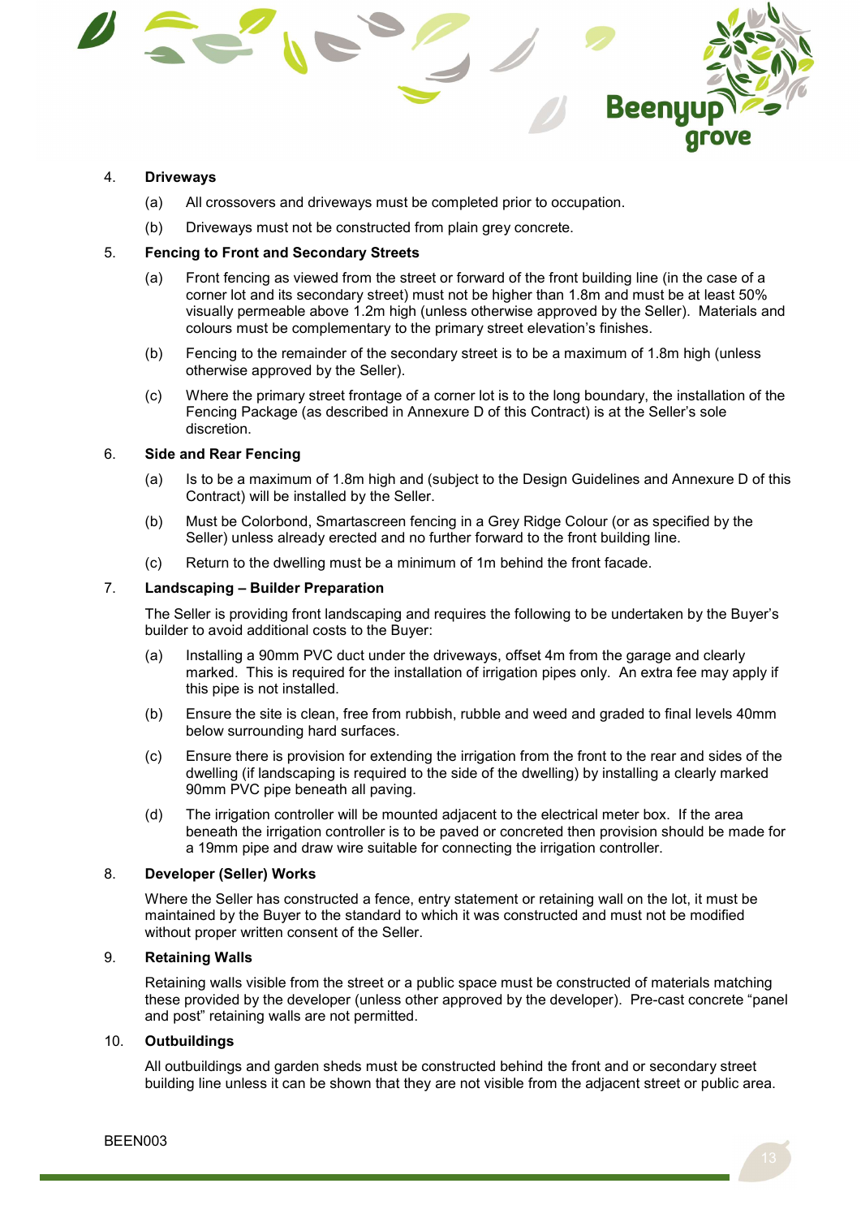4. **Driveways**

   (a) All crossovers and driveways must be completed prior to occupation.

   (b) Driveways must not be constructed from plain grey concrete.

5. **Fencing to Front and Secondary Streets**

   (a) Front fencing as viewed from the street or forward of the front building line (in the case of a corner lot and its secondary street) must not be higher than 1.8m and must be at least 50% visually permeable above 1.2m high (unless otherwise approved by the Seller). Materials and colours must be complementary to the primary street elevation's finishes.

   (b) Fencing to the remainder of the secondary street is to be a maximum of 1.8m high (unless otherwise approved by the Seller).

   (c) Where the primary street frontage of a corner lot is to the long boundary, the installation of the Fencing Package (as described in Annexure D of this Contract) is at the Seller's sole discretion.

6. **Side and Rear Fencing**

   (a) Is to be a maximum of 1.8m high and (subject to the Design Guidelines and Annexure D of this Contract) will be installed by the Seller.

   (b) Must be Colorbond, Smartascreen fencing in a Grey Ridge Colour (or as specified by the Seller) unless already erected and no further forward to the front building line.

   (c) Return to the dwelling must be a minimum of 1m behind the front facade.

7. **Landscaping – Builder Preparation**

   The Seller is providing front landscaping and requires the following to be undertaken by the Buyer's builder to avoid additional costs to the Buyer:

   (a) Installing a 90mm PVC duct under the driveways, offset 4m from the garage and clearly marked. This is required for the installation of irrigation pipes only. An extra fee may apply if this pipe is not installed.

   (b) Ensure the site is clean, free from rubbish, rubble and weed and graded to final levels 40mm below surrounding hard surfaces.

   (c) Ensure there is provision for extending the irrigation from the front to the rear and sides of the dwelling (if landscaping is required to the side of the dwelling) by installing a clearly marked 90mm PVC pipe beneath all paving.

   (d) The irrigation controller will be mounted adjacent to the electrical meter box. If the area beneath the irrigation controller is to be paved or concreted then provision should be made for a 19mm pipe and draw wire suitable for connecting the irrigation controller.

8. **Developer (Seller) Works**

   Where the Seller has constructed a fence, entry statement or retaining wall on the lot, it must be maintained by the Buyer to the standard to which it was constructed and must not be modified without proper written consent of the Seller.

9. **Retaining Walls**

   Retaining walls visible from the street or a public space must be constructed of materials matching these provided by the developer (unless other approved by the developer). Pre-cast concrete "panel and post" retaining walls are not permitted.

10. **Outbuildings**

    All outbuildings and garden sheds must be constructed behind the front and or secondary street building line unless it can be shown that they are not visible from the adjacent street or public area.

BEEN003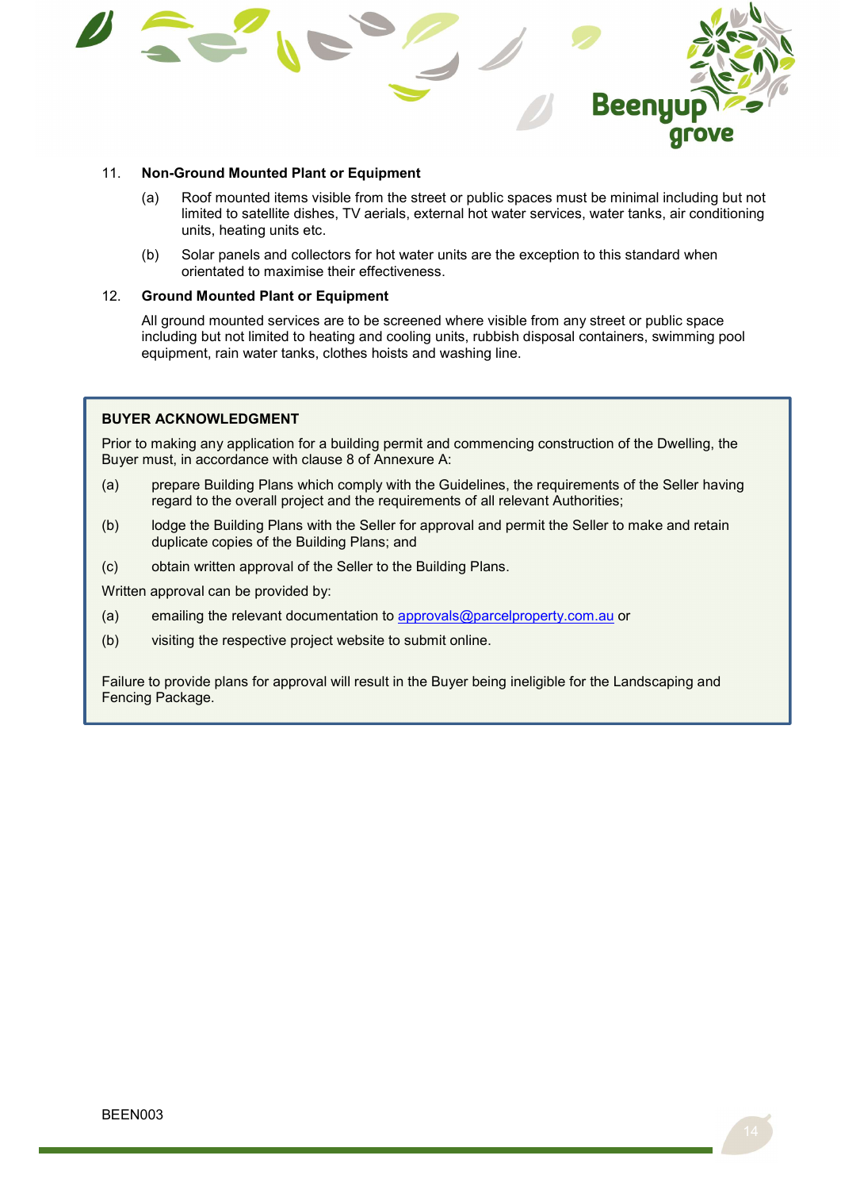11. **Non-Ground Mounted Plant or Equipment**

   (a) Roof mounted items visible from the street or public spaces must be minimal including but not limited to satellite dishes, TV aerials, external hot water services, water tanks, air conditioning units, heating units etc.

   (b) Solar panels and collectors for hot water units are the exception to this standard when orientated to maximise their effectiveness.

12. **Ground Mounted Plant or Equipment**

   All ground mounted services are to be screened where visible from any street or public space including but not limited to heating and cooling units, rubbish disposal containers, swimming pool equipment, rain water tanks, clothes hoists and washing line.

**BUYER ACKNOWLEDGMENT**

Prior to making any application for a building permit and commencing construction of the Dwelling, the Buyer must, in accordance with clause 8 of Annexure A:

(a) prepare Building Plans which comply with the Guidelines, the requirements of the Seller having regard to the overall project and the requirements of all relevant Authorities;

(b) lodge the Building Plans with the Seller for approval and permit the Seller to make and retain duplicate copies of the Building Plans; and

(c) obtain written approval of the Seller to the Building Plans.

Written approval can be provided by:

(a) emailing the relevant documentation to approvals@parcelproperty.com.au or

(b) visiting the respective project website to submit online.

Failure to provide plans for approval will result in the Buyer being ineligible for the Landscaping and Fencing Package.

BEEN003